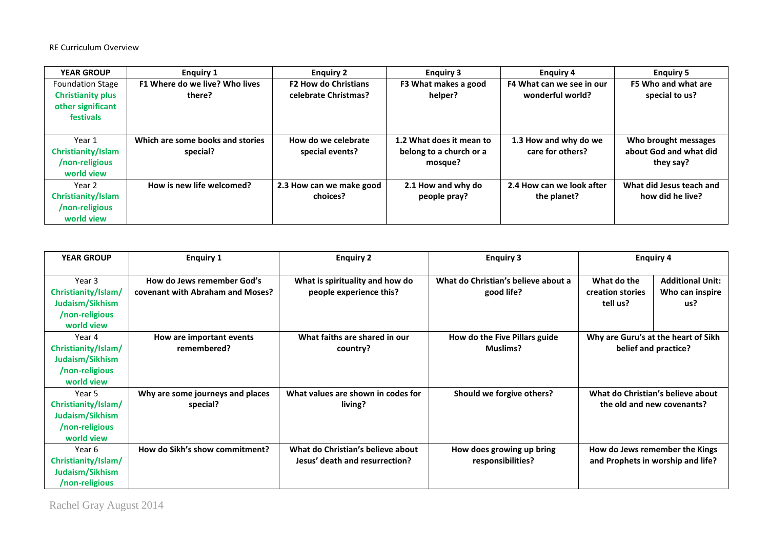RE Curriculum Overview

| YEAR GROUP | Enquiry 1 | Enquiry 2 | Enquiry 3 | Enquiry 4 | Enquiry 5 |
|---|---|---|---|---|---|
| Foundation Stage **Christianity plus other significant festivals** | **F1 Where do we live? Who lives there?** | **F2 How do Christians celebrate Christmas?** | **F3 What makes a good helper?** | **F4 What can we see in our wonderful world?** | **F5 Who and what are special to us?** |
| Year 1 **Christianity/Islam /non-religious world view** | **Which are some books and stories special?** | **How do we celebrate special events?** | **1.2 What does it mean to belong to a church or a mosque?** | **1.3 How and why do we care for others?** | **Who brought messages about God and what did they say?** |
| Year 2 **Christianity/Islam /non-religious world view** | **How is new life welcomed?** | **2.3 How can we make good choices?** | **2.1 How and why do people pray?** | **2.4 How can we look after the planet?** | **What did Jesus teach and how did he live?** |

| YEAR GROUP | Enquiry 1 | Enquiry 2 | Enquiry 3 | Enquiry 4 | |
|---|---|---|---|---|---|
| Year 3 **Christianity/Islam/ Judaism/Sikhism /non-religious world view** | **How do Jews remember God's covenant with Abraham and Moses?** | **What is spirituality and how do people experience this?** | **What do Christian's believe about a good life?** | **What do the creation stories tell us?** | **Additional Unit: Who can inspire us?** |
| Year 4 **Christianity/Islam/ Judaism/Sikhism /non-religious world view** | **How are important events remembered?** | **What faiths are shared in our country?** | **How do the Five Pillars guide Muslims?** | **Why are Guru's at the heart of Sikh belief and practice?** | |
| Year 5 **Christianity/Islam/ Judaism/Sikhism /non-religious world view** | **Why are some journeys and places special?** | **What values are shown in codes for living?** | **Should we forgive others?** | **What do Christian's believe about the old and new covenants?** | |
| Year 6 **Christianity/Islam/ Judaism/Sikhism /non-religious** | **How do Sikh's show commitment?** | **What do Christian's believe about Jesus' death and resurrection?** | **How does growing up bring responsibilities?** | **How do Jews remember the Kings and Prophets in worship and life?** | |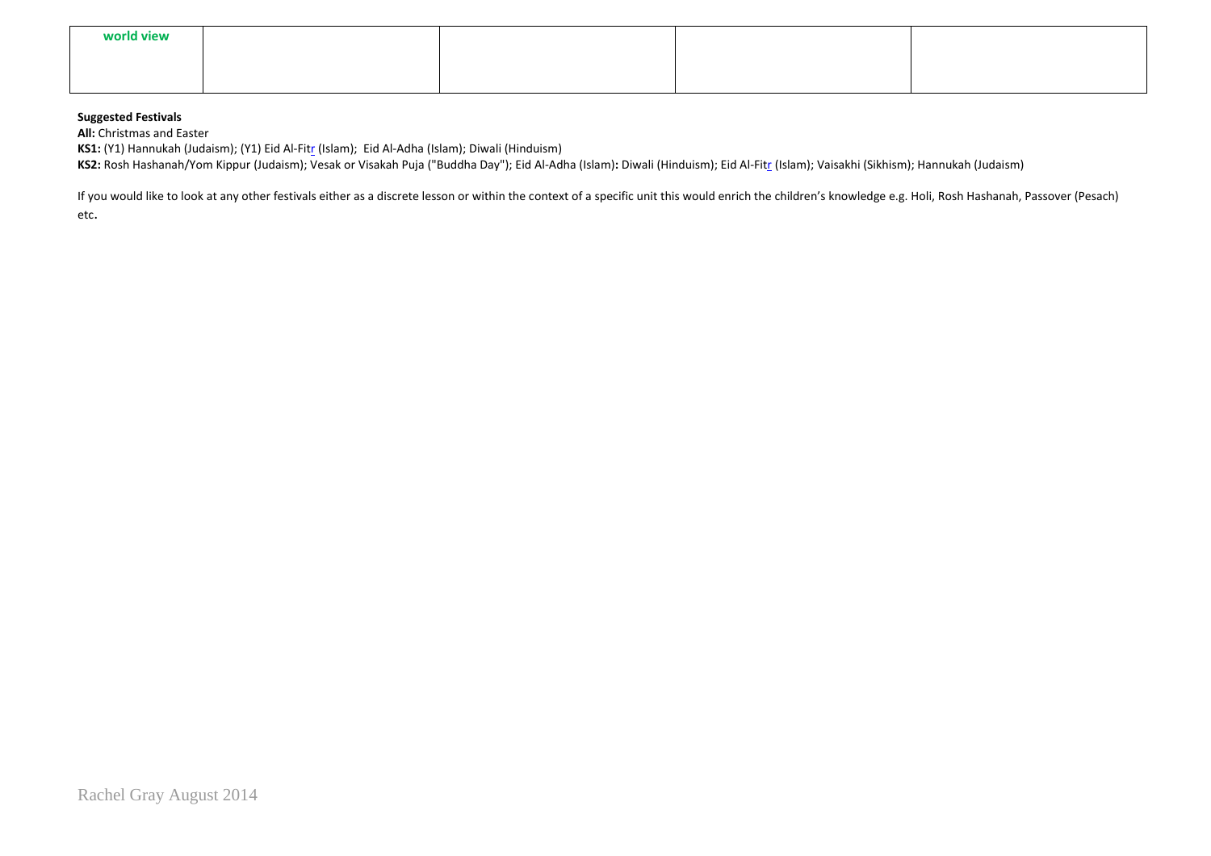| | | | | |
|---|---|---|---|---|
| **world view** | | | | |

**Suggested Festivals**

**All:** Christmas and Easter

**KS1:** (Y1) Hannukah (Judaism); (Y1) Eid Al-Fitr (Islam); Eid Al-Adha (Islam); Diwali (Hinduism)

**KS2:** Rosh Hashanah/Yom Kippur (Judaism); Vesak or Visakah Puja ("Buddha Day"); Eid Al-Adha (Islam)**:** Diwali (Hinduism); Eid Al-Fitr (Islam); Vaisakhi (Sikhism); Hannukah (Judaism)

If you would like to look at any other festivals either as a discrete lesson or within the context of a specific unit this would enrich the children's knowledge e.g. Holi, Rosh Hashanah, Passover (Pesach) etc.

Rachel Gray August 2014